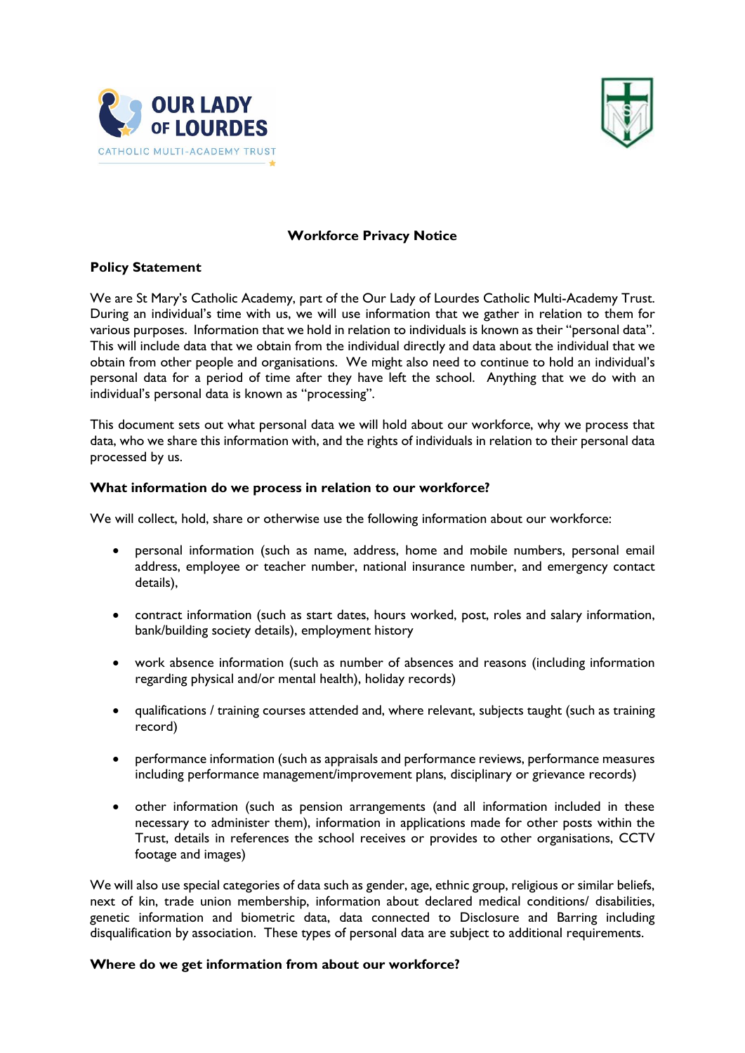# Workforce Privacy Notice

## Policy Statement

We are St Mary's Catholic Academy, part of the Our Lady of Lourdes Catholic Multi-Academy Trust. During an individual's time with us, we will use information that we gather in relation to them for various purposes. Information that we hold in relation to individuals is known as their "personal data". This will include data that we obtain from the individual directly and data about the individual that we obtain from other people and organisations. We might also need to continue to hold an individual's personal data for a period of time after they have left the school. Anything that we do with an individual's personal data is known as "processing".

This document sets out what personal data we will hold about our workforce, why we process that data, who we share this information with, and the rights of individuals in relation to their personal data processed by us.

## What information do we process in relation to our workforce?

We will collect, hold, share or otherwise use the following information about our workforce:

- personal information (such as name, address, home and mobile numbers, personal email address, employee or teacher number, national insurance number, and emergency contact details),
- contract information (such as start dates, hours worked, post, roles and salary information, bank/building society details), employment history
- work absence information (such as number of absences and reasons (including information regarding physical and/or mental health), holiday records)
- qualifications / training courses attended and, where relevant, subjects taught (such as training record)
- performance information (such as appraisals and performance reviews, performance measures including performance management/improvement plans, disciplinary or grievance records)
- other information (such as pension arrangements (and all information included in these necessary to administer them), information in applications made for other posts within the Trust, details in references the school receives or provides to other organisations, CCTV footage and images)

We will also use special categories of data such as gender, age, ethnic group, religious or similar beliefs, next of kin, trade union membership, information about declared medical conditions/ disabilities, genetic information and biometric data, data connected to Disclosure and Barring including disqualification by association. These types of personal data are subject to additional requirements.

## Where do we get information from about our workforce?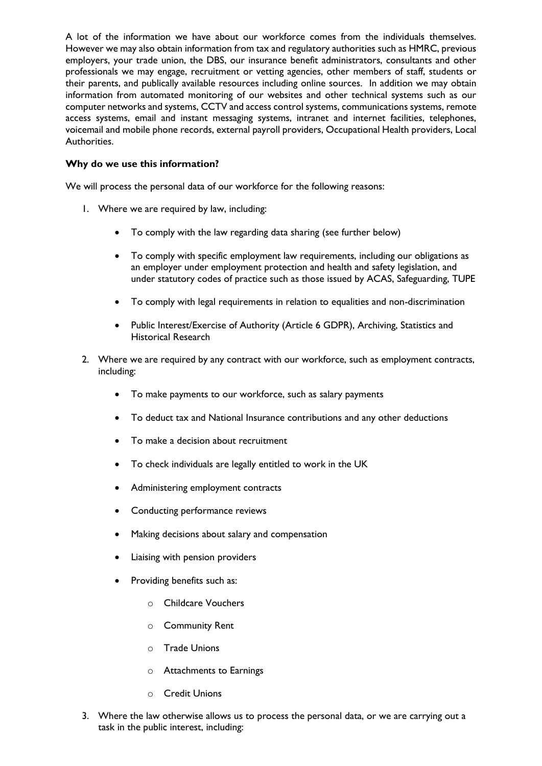A lot of the information we have about our workforce comes from the individuals themselves. However we may also obtain information from tax and regulatory authorities such as HMRC, previous employers, your trade union, the DBS, our insurance benefit administrators, consultants and other professionals we may engage, recruitment or vetting agencies, other members of staff, students or their parents, and publically available resources including online sources. In addition we may obtain information from automated monitoring of our websites and other technical systems such as our computer networks and systems, CCTV and access control systems, communications systems, remote access systems, email and instant messaging systems, intranet and internet facilities, telephones, voicemail and mobile phone records, external payroll providers, Occupational Health providers, Local Authorities.

**Why do we use this information?**

We will process the personal data of our workforce for the following reasons:

1. Where we are required by law, including:
   - To comply with the law regarding data sharing (see further below)
   - To comply with specific employment law requirements, including our obligations as an employer under employment protection and health and safety legislation, and under statutory codes of practice such as those issued by ACAS, Safeguarding, TUPE
   - To comply with legal requirements in relation to equalities and non-discrimination
   - Public Interest/Exercise of Authority (Article 6 GDPR), Archiving, Statistics and Historical Research
2. Where we are required by any contract with our workforce, such as employment contracts, including:
   - To make payments to our workforce, such as salary payments
   - To deduct tax and National Insurance contributions and any other deductions
   - To make a decision about recruitment
   - To check individuals are legally entitled to work in the UK
   - Administering employment contracts
   - Conducting performance reviews
   - Making decisions about salary and compensation
   - Liaising with pension providers
   - Providing benefits such as:
     - Childcare Vouchers
     - Community Rent
     - Trade Unions
     - Attachments to Earnings
     - Credit Unions
3. Where the law otherwise allows us to process the personal data, or we are carrying out a task in the public interest, including: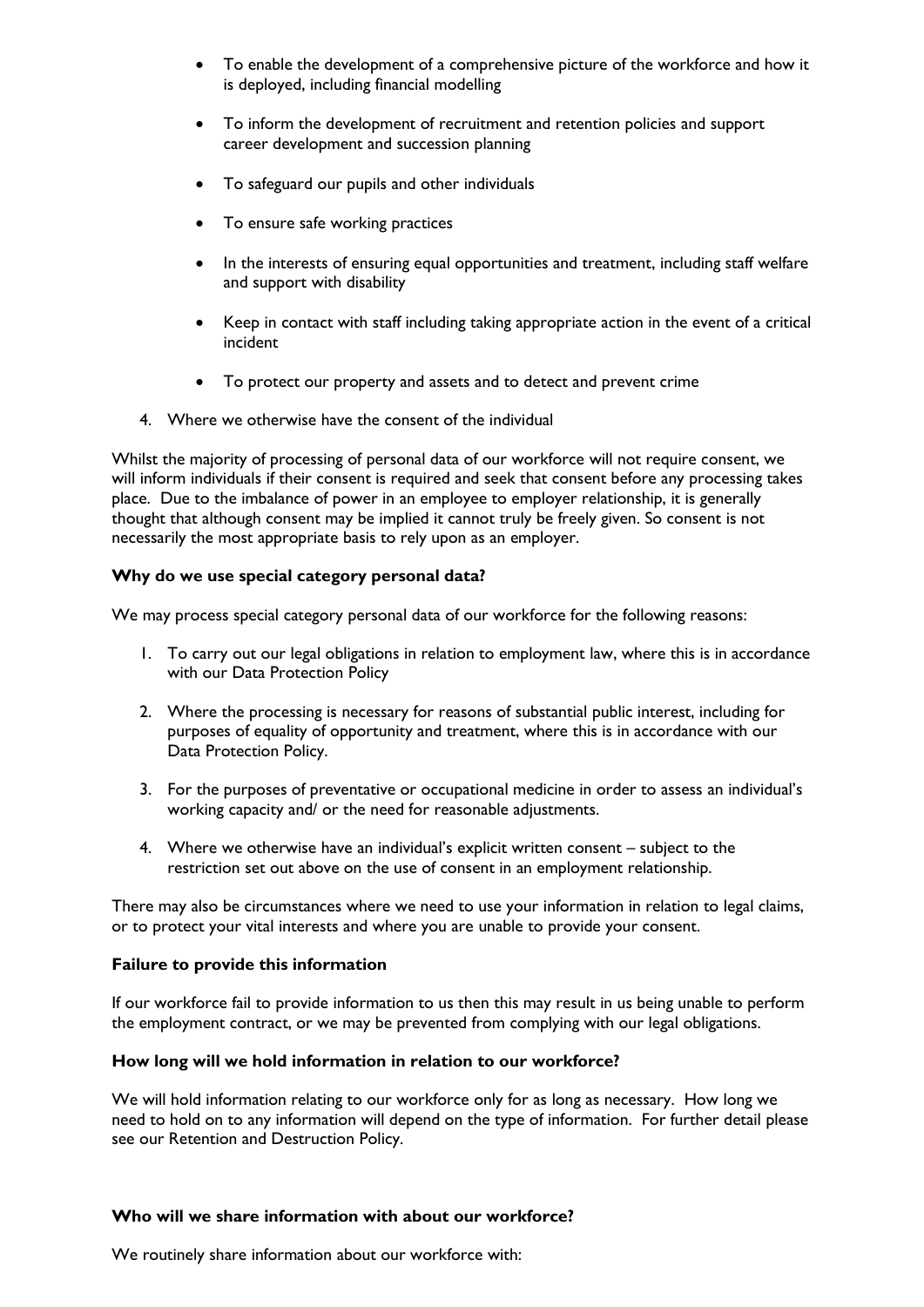- To enable the development of a comprehensive picture of the workforce and how it is deployed, including financial modelling
- To inform the development of recruitment and retention policies and support career development and succession planning
- To safeguard our pupils and other individuals
- To ensure safe working practices
- In the interests of ensuring equal opportunities and treatment, including staff welfare and support with disability
- Keep in contact with staff including taking appropriate action in the event of a critical incident
- To protect our property and assets and to detect and prevent crime

4. Where we otherwise have the consent of the individual

Whilst the majority of processing of personal data of our workforce will not require consent, we will inform individuals if their consent is required and seek that consent before any processing takes place. Due to the imbalance of power in an employee to employer relationship, it is generally thought that although consent may be implied it cannot truly be freely given. So consent is not necessarily the most appropriate basis to rely upon as an employer.

**Why do we use special category personal data?**

We may process special category personal data of our workforce for the following reasons:

1. To carry out our legal obligations in relation to employment law, where this is in accordance with our Data Protection Policy
2. Where the processing is necessary for reasons of substantial public interest, including for purposes of equality of opportunity and treatment, where this is in accordance with our Data Protection Policy.
3. For the purposes of preventative or occupational medicine in order to assess an individual's working capacity and/ or the need for reasonable adjustments.
4. Where we otherwise have an individual's explicit written consent – subject to the restriction set out above on the use of consent in an employment relationship.

There may also be circumstances where we need to use your information in relation to legal claims, or to protect your vital interests and where you are unable to provide your consent.

**Failure to provide this information**

If our workforce fail to provide information to us then this may result in us being unable to perform the employment contract, or we may be prevented from complying with our legal obligations.

**How long will we hold information in relation to our workforce?**

We will hold information relating to our workforce only for as long as necessary. How long we need to hold on to any information will depend on the type of information. For further detail please see our Retention and Destruction Policy.

**Who will we share information with about our workforce?**

We routinely share information about our workforce with: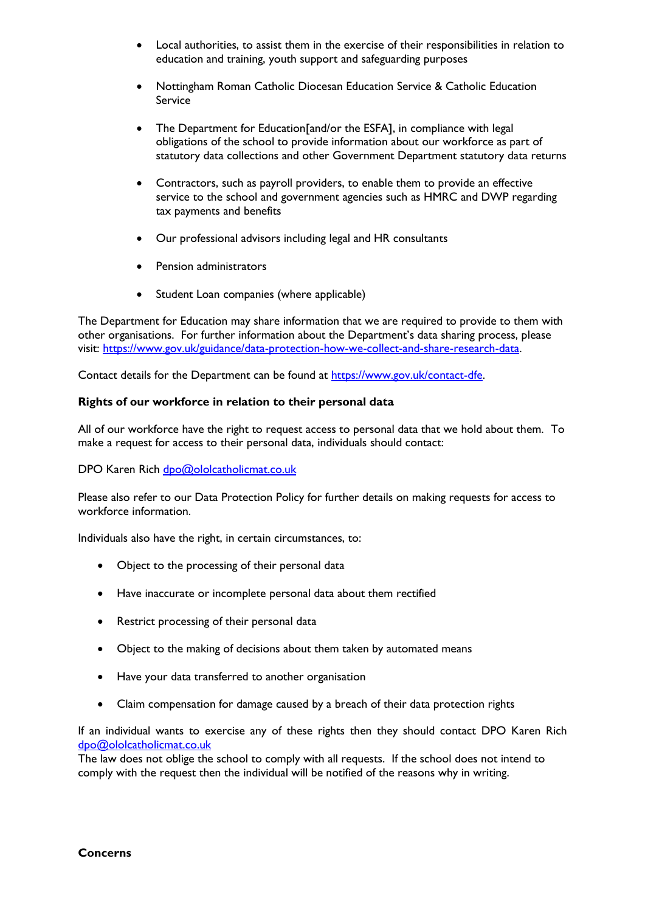- Local authorities, to assist them in the exercise of their responsibilities in relation to education and training, youth support and safeguarding purposes

- Nottingham Roman Catholic Diocesan Education Service & Catholic Education Service

- The Department for Education[and/or the ESFA], in compliance with legal obligations of the school to provide information about our workforce as part of statutory data collections and other Government Department statutory data returns

- Contractors, such as payroll providers, to enable them to provide an effective service to the school and government agencies such as HMRC and DWP regarding tax payments and benefits

- Our professional advisors including legal and HR consultants

- Pension administrators

- Student Loan companies (where applicable)

The Department for Education may share information that we are required to provide to them with other organisations. For further information about the Department's data sharing process, please visit: [https://www.gov.uk/guidance/data-protection-how-we-collect-and-share-research-data](https://www.gov.uk/guidance/data-protection-how-we-collect-and-share-research-data).

Contact details for the Department can be found at [https://www.gov.uk/contact-dfe](https://www.gov.uk/contact-dfe).

**Rights of our workforce in relation to their personal data**

All of our workforce have the right to request access to personal data that we hold about them. To make a request for access to their personal data, individuals should contact:

DPO Karen Rich [dpo@ololcatholicmat.co.uk](mailto:dpo@ololcatholicmat.co.uk)

Please also refer to our Data Protection Policy for further details on making requests for access to workforce information.

Individuals also have the right, in certain circumstances, to:

- Object to the processing of their personal data

- Have inaccurate or incomplete personal data about them rectified

- Restrict processing of their personal data

- Object to the making of decisions about them taken by automated means

- Have your data transferred to another organisation

- Claim compensation for damage caused by a breach of their data protection rights

If an individual wants to exercise any of these rights then they should contact DPO Karen Rich [dpo@ololcatholicmat.co.uk](mailto:dpo@ololcatholicmat.co.uk)
The law does not oblige the school to comply with all requests. If the school does not intend to comply with the request then the individual will be notified of the reasons why in writing.

**Concerns**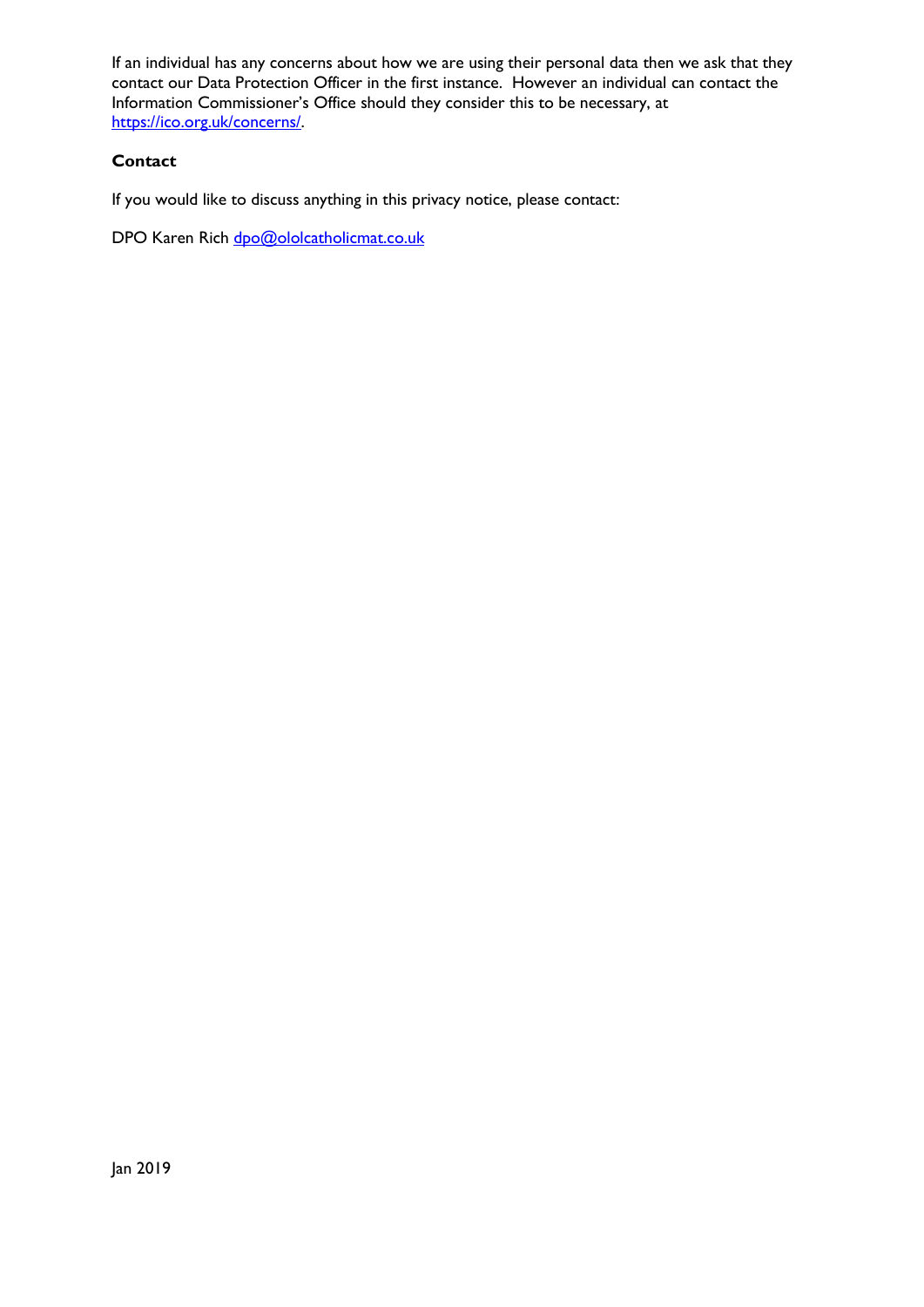If an individual has any concerns about how we are using their personal data then we ask that they contact our Data Protection Officer in the first instance. However an individual can contact the Information Commissioner's Office should they consider this to be necessary, at https://ico.org.uk/concerns/.

**Contact**

If you would like to discuss anything in this privacy notice, please contact:

DPO Karen Rich dpo@ololcatholicmat.co.uk

Jan 2019